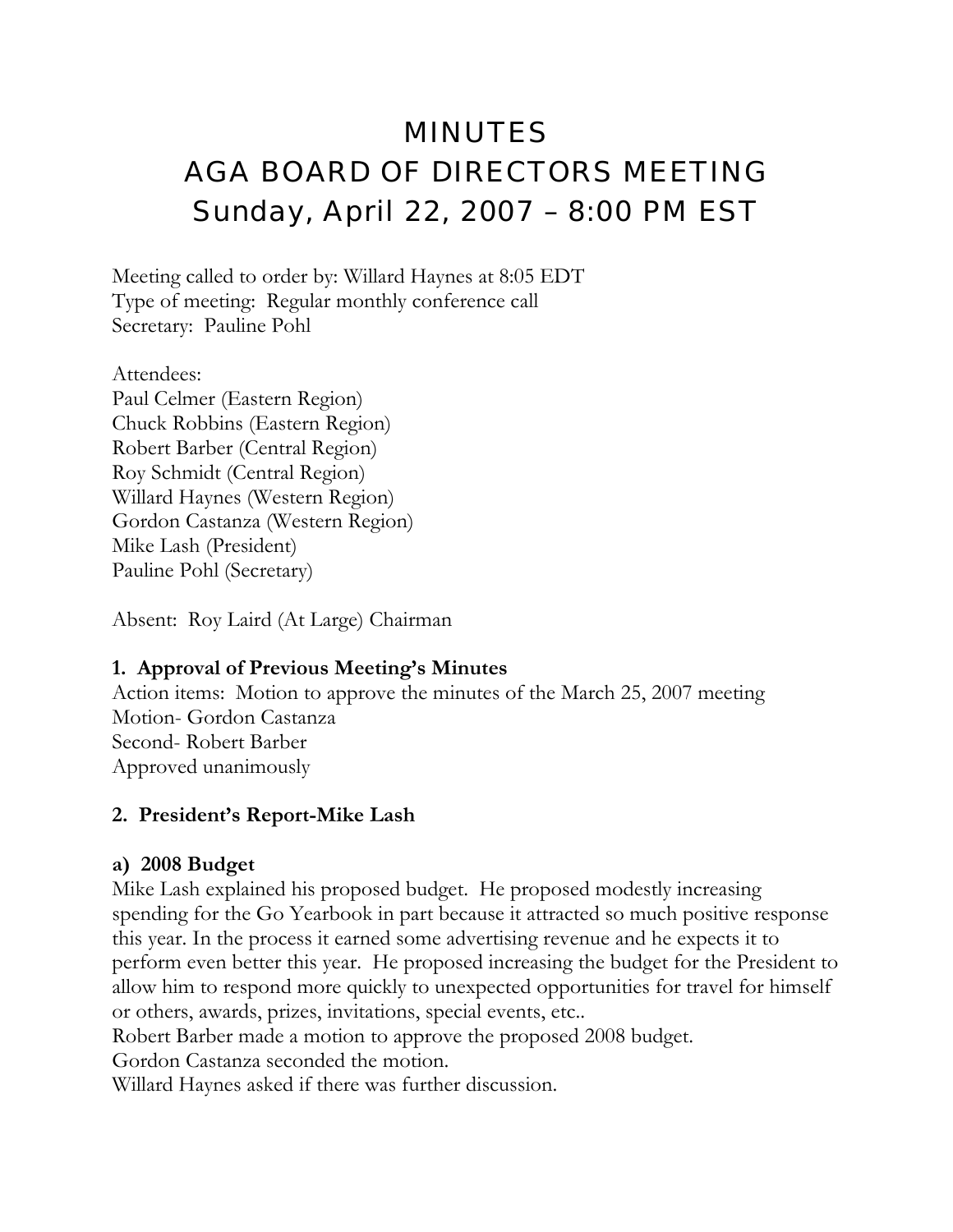# MINUTES
# AGA BOARD OF DIRECTORS MEETING
# Sunday, April 22, 2007 – 8:00 PM EST

Meeting called to order by: Willard Haynes at 8:05 EDT
Type of meeting: Regular monthly conference call
Secretary: Pauline Pohl

Attendees:
Paul Celmer (Eastern Region)
Chuck Robbins (Eastern Region)
Robert Barber (Central Region)
Roy Schmidt (Central Region)
Willard Haynes (Western Region)
Gordon Castanza (Western Region)
Mike Lash (President)
Pauline Pohl (Secretary)

Absent: Roy Laird (At Large) Chairman

### 1. Approval of Previous Meeting's Minutes

Action items: Motion to approve the minutes of the March 25, 2007 meeting
Motion- Gordon Castanza
Second- Robert Barber
Approved unanimously

### 2. President's Report-Mike Lash

#### a) 2008 Budget

Mike Lash explained his proposed budget. He proposed modestly increasing spending for the Go Yearbook in part because it attracted so much positive response this year. In the process it earned some advertising revenue and he expects it to perform even better this year. He proposed increasing the budget for the President to allow him to respond more quickly to unexpected opportunities for travel for himself or others, awards, prizes, invitations, special events, etc..
Robert Barber made a motion to approve the proposed 2008 budget.
Gordon Castanza seconded the motion.
Willard Haynes asked if there was further discussion.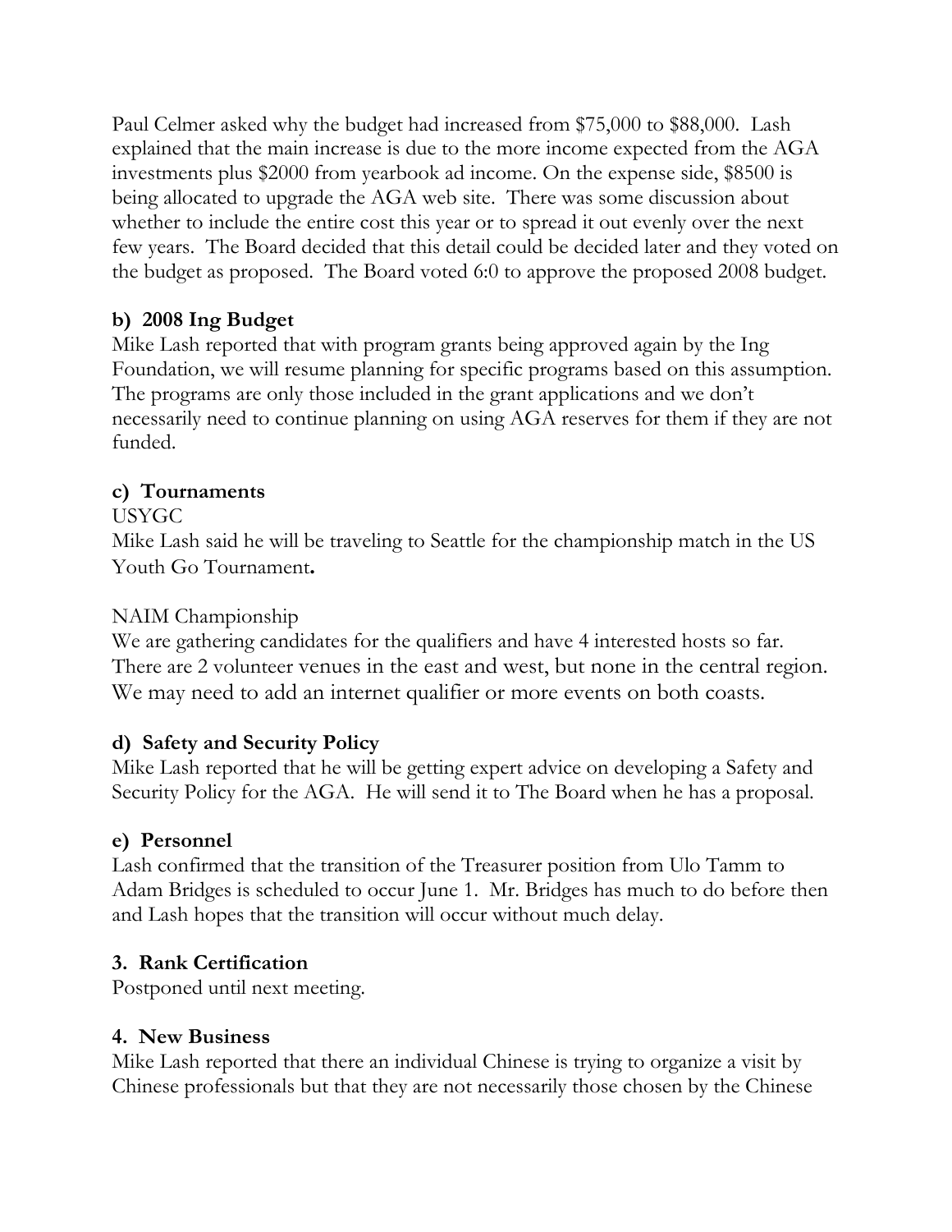Paul Celmer asked why the budget had increased from $75,000 to $88,000. Lash explained that the main increase is due to the more income expected from the AGA investments plus $2000 from yearbook ad income. On the expense side, $8500 is being allocated to upgrade the AGA web site. There was some discussion about whether to include the entire cost this year or to spread it out evenly over the next few years. The Board decided that this detail could be decided later and they voted on the budget as proposed. The Board voted 6:0 to approve the proposed 2008 budget.

### b) 2008 Ing Budget

Mike Lash reported that with program grants being approved again by the Ing Foundation, we will resume planning for specific programs based on this assumption. The programs are only those included in the grant applications and we don't necessarily need to continue planning on using AGA reserves for them if they are not funded.

### c) Tournaments

USYGC

Mike Lash said he will be traveling to Seattle for the championship match in the US Youth Go Tournament**.**

NAIM Championship

We are gathering candidates for the qualifiers and have 4 interested hosts so far. There are 2 volunteer venues in the east and west, but none in the central region. We may need to add an internet qualifier or more events on both coasts.

### d) Safety and Security Policy

Mike Lash reported that he will be getting expert advice on developing a Safety and Security Policy for the AGA. He will send it to The Board when he has a proposal.

### e) Personnel

Lash confirmed that the transition of the Treasurer position from Ulo Tamm to Adam Bridges is scheduled to occur June 1. Mr. Bridges has much to do before then and Lash hopes that the transition will occur without much delay.

## 3. Rank Certification

Postponed until next meeting.

## 4. New Business

Mike Lash reported that there an individual Chinese is trying to organize a visit by Chinese professionals but that they are not necessarily those chosen by the Chinese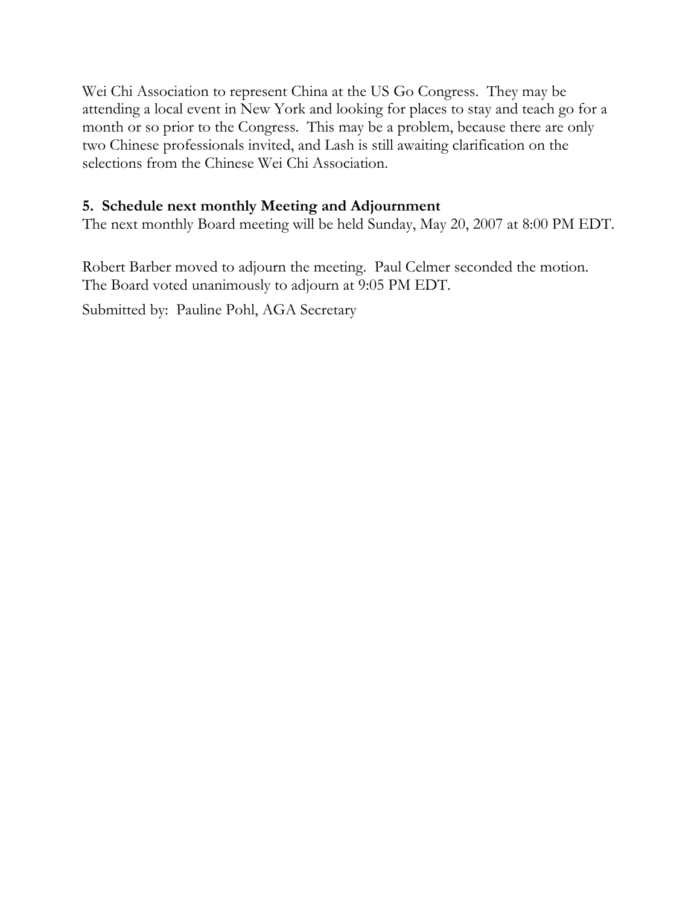Wei Chi Association to represent China at the US Go Congress. They may be attending a local event in New York and looking for places to stay and teach go for a month or so prior to the Congress. This may be a problem, because there are only two Chinese professionals invited, and Lash is still awaiting clarification on the selections from the Chinese Wei Chi Association.

**5. Schedule next monthly Meeting and Adjournment**

The next monthly Board meeting will be held Sunday, May 20, 2007 at 8:00 PM EDT.

Robert Barber moved to adjourn the meeting. Paul Celmer seconded the motion. The Board voted unanimously to adjourn at 9:05 PM EDT.

Submitted by: Pauline Pohl, AGA Secretary